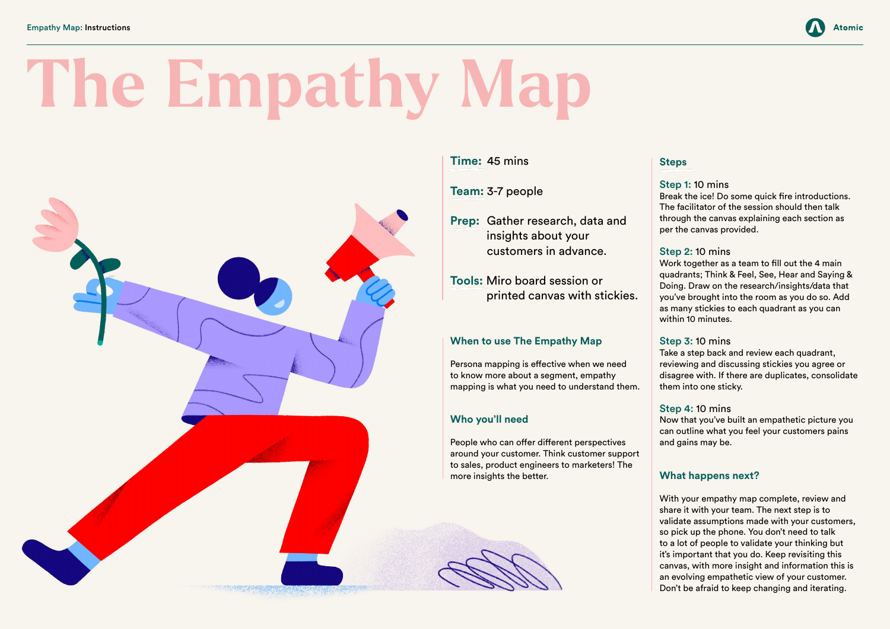# The Empathy Map

**Time:** 45 mins

**Team:** 3-7 people

**Prep:** Gather research, data and insights about your customers in advance.

**Tools:** Miro board session or printed canvas with stickies.

## When to use The Empathy Map

Persona mapping is effective when we need to know more about a segment, empathy mapping is what you need to understand them.

## Who you'll need

People who can offer different perspectives around your customer. Think customer support to sales, product engineers to marketers! The more insights the better.

## Steps

**Step 1:** 10 mins
Break the ice! Do some quick fire introductions. The facilitator of the session should then talk through the canvas explaining each section as per the canvas provided.

**Step 2:** 10 mins
Work together as a team to fill out the 4 main quadrants; Think & Feel, See, Hear and Saying & Doing. Draw on the research/insights/data that you've brought into the room as you do so. Add as many stickies to each quadrant as you can within 10 minutes.

**Step 3:** 10 mins
Take a step back and review each quadrant, reviewing and discussing stickies you agree or disagree with. If there are duplicates, consolidate them into one sticky.

**Step 4:** 10 mins
Now that you've built an empathetic picture you can outline what you feel your customers pains and gains may be.

## What happens next?

With your empathy map complete, review and share it with your team. The next step is to validate assumptions made with your customers, so pick up the phone. You don't need to talk to a lot of people to validate your thinking but it's important that you do. Keep revisiting this canvas, with more insight and information this is an evolving empathetic view of your customer. Don't be afraid to keep changing and iterating.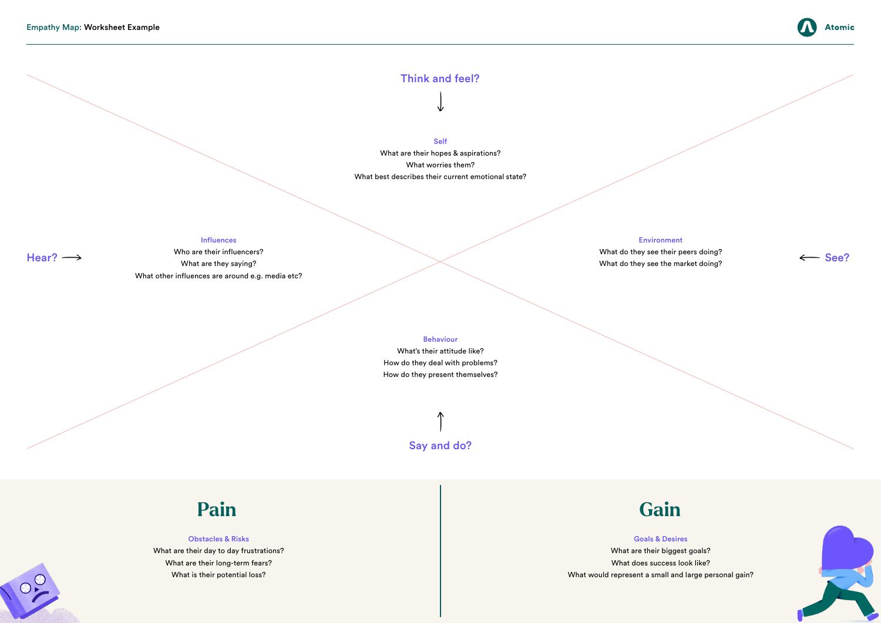Empathy Map: Worksheet Example

## Think and feel?

**Self**

What are their hopes & aspirations?

What worries them?

What best describes their current emotional state?

## Hear?

**Influences**

Who are their influencers?

What are they saying?

What other influences are around e.g. media etc?

## See?

**Environment**

What do they see their peers doing?

What do they see the market doing?

## Say and do?

**Behaviour**

What's their attitude like?

How do they deal with problems?

How do they present themselves?

## Pain

**Obstacles & Risks**

What are their day to day frustrations?

What are their long-term fears?

What is their potential loss?

## Gain

**Goals & Desires**

What are their biggest goals?

What does success look like?

What would represent a small and large personal gain?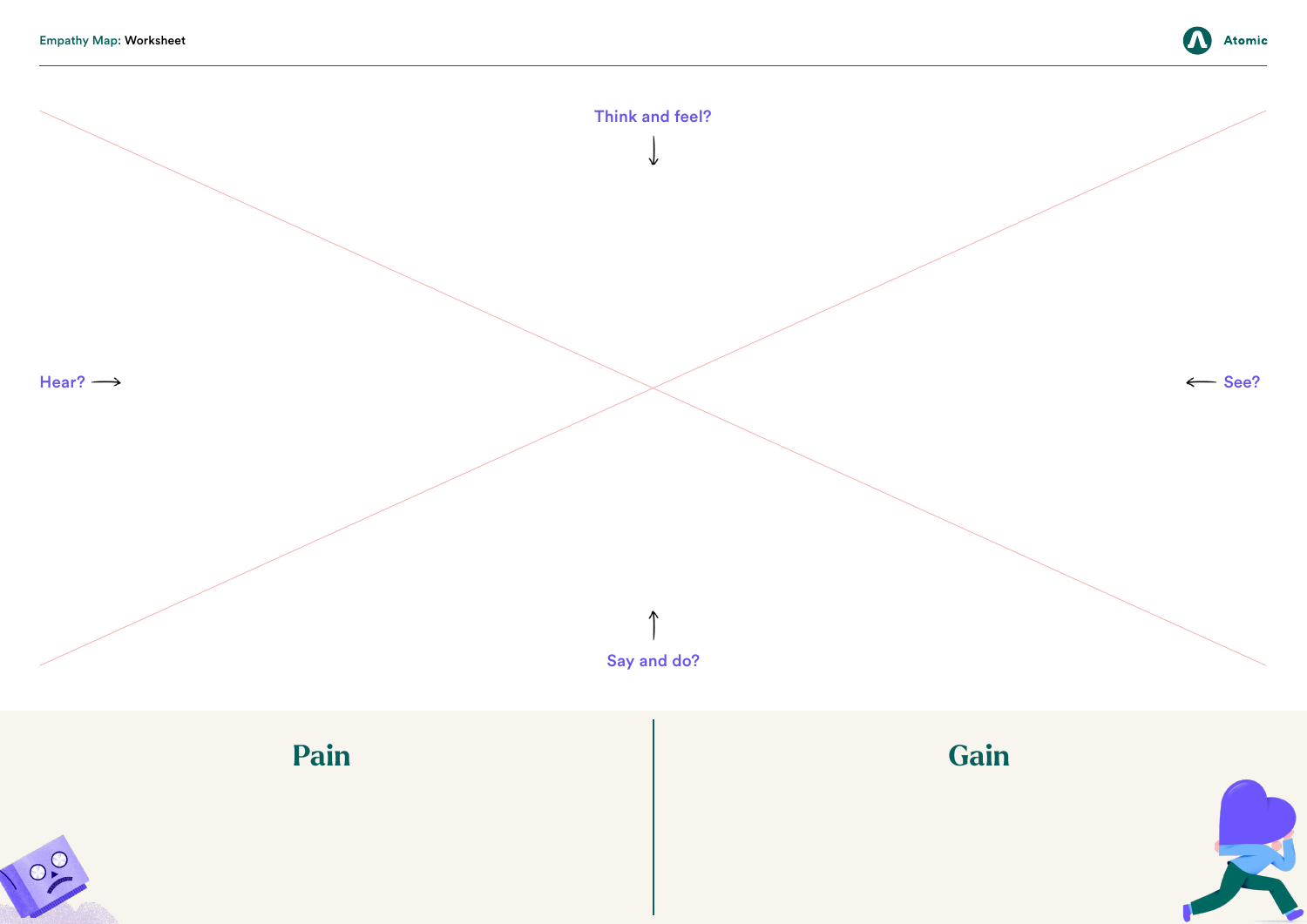Empathy Map: Worksheet

Atomic

Think and feel? ↓

Hear? →

← See?

↑ Say and do?

## Pain

## Gain